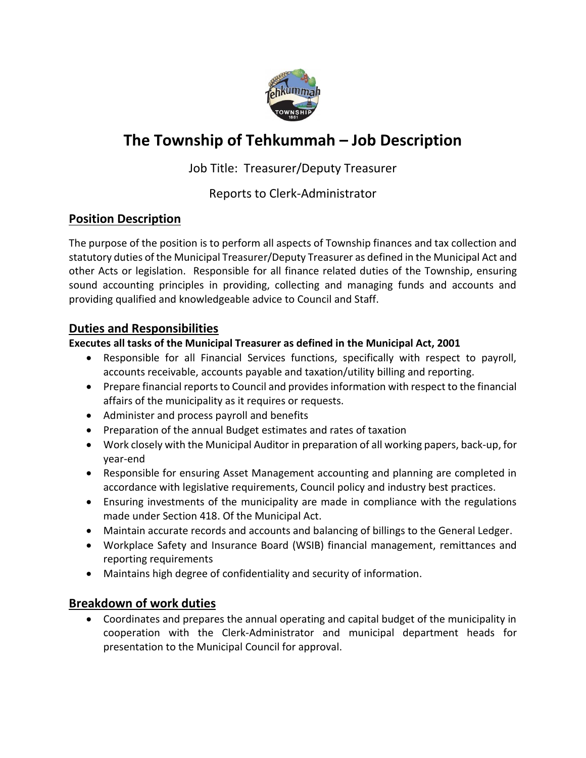# The Township of Tehkummah – Job Description

Job Title: Treasurer/Deputy Treasurer

Reports to Clerk-Administrator

## Position Description

The purpose of the position is to perform all aspects of Township finances and tax collection and statutory duties of the Municipal Treasurer/Deputy Treasurer as defined in the Municipal Act and other Acts or legislation. Responsible for all finance related duties of the Township, ensuring sound accounting principles in providing, collecting and managing funds and accounts and providing qualified and knowledgeable advice to Council and Staff.

## Duties and Responsibilities

**Executes all tasks of the Municipal Treasurer as defined in the Municipal Act, 2001**

- Responsible for all Financial Services functions, specifically with respect to payroll, accounts receivable, accounts payable and taxation/utility billing and reporting.
- Prepare financial reports to Council and provides information with respect to the financial affairs of the municipality as it requires or requests.
- Administer and process payroll and benefits
- Preparation of the annual Budget estimates and rates of taxation
- Work closely with the Municipal Auditor in preparation of all working papers, back-up, for year-end
- Responsible for ensuring Asset Management accounting and planning are completed in accordance with legislative requirements, Council policy and industry best practices.
- Ensuring investments of the municipality are made in compliance with the regulations made under Section 418. Of the Municipal Act.
- Maintain accurate records and accounts and balancing of billings to the General Ledger.
- Workplace Safety and Insurance Board (WSIB) financial management, remittances and reporting requirements
- Maintains high degree of confidentiality and security of information.

## Breakdown of work duties

- Coordinates and prepares the annual operating and capital budget of the municipality in cooperation with the Clerk-Administrator and municipal department heads for presentation to the Municipal Council for approval.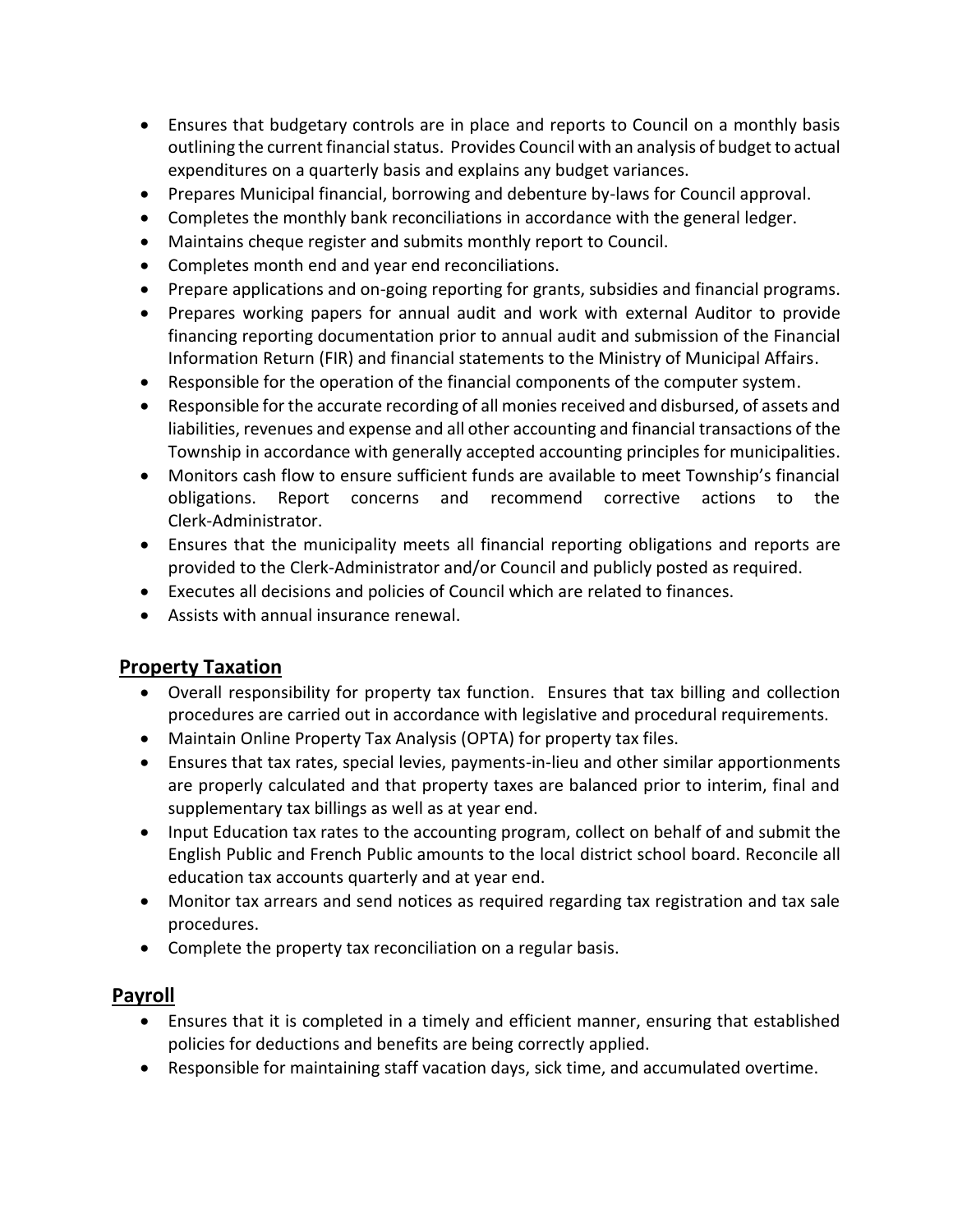- Ensures that budgetary controls are in place and reports to Council on a monthly basis outlining the current financial status. Provides Council with an analysis of budget to actual expenditures on a quarterly basis and explains any budget variances.
- Prepares Municipal financial, borrowing and debenture by-laws for Council approval.
- Completes the monthly bank reconciliations in accordance with the general ledger.
- Maintains cheque register and submits monthly report to Council.
- Completes month end and year end reconciliations.
- Prepare applications and on-going reporting for grants, subsidies and financial programs.
- Prepares working papers for annual audit and work with external Auditor to provide financing reporting documentation prior to annual audit and submission of the Financial Information Return (FIR) and financial statements to the Ministry of Municipal Affairs.
- Responsible for the operation of the financial components of the computer system.
- Responsible for the accurate recording of all monies received and disbursed, of assets and liabilities, revenues and expense and all other accounting and financial transactions of the Township in accordance with generally accepted accounting principles for municipalities.
- Monitors cash flow to ensure sufficient funds are available to meet Township's financial obligations. Report concerns and recommend corrective actions to the Clerk-Administrator.
- Ensures that the municipality meets all financial reporting obligations and reports are provided to the Clerk-Administrator and/or Council and publicly posted as required.
- Executes all decisions and policies of Council which are related to finances.
- Assists with annual insurance renewal.

## Property Taxation

- Overall responsibility for property tax function. Ensures that tax billing and collection procedures are carried out in accordance with legislative and procedural requirements.
- Maintain Online Property Tax Analysis (OPTA) for property tax files.
- Ensures that tax rates, special levies, payments-in-lieu and other similar apportionments are properly calculated and that property taxes are balanced prior to interim, final and supplementary tax billings as well as at year end.
- Input Education tax rates to the accounting program, collect on behalf of and submit the English Public and French Public amounts to the local district school board. Reconcile all education tax accounts quarterly and at year end.
- Monitor tax arrears and send notices as required regarding tax registration and tax sale procedures.
- Complete the property tax reconciliation on a regular basis.

## Payroll

- Ensures that it is completed in a timely and efficient manner, ensuring that established policies for deductions and benefits are being correctly applied.
- Responsible for maintaining staff vacation days, sick time, and accumulated overtime.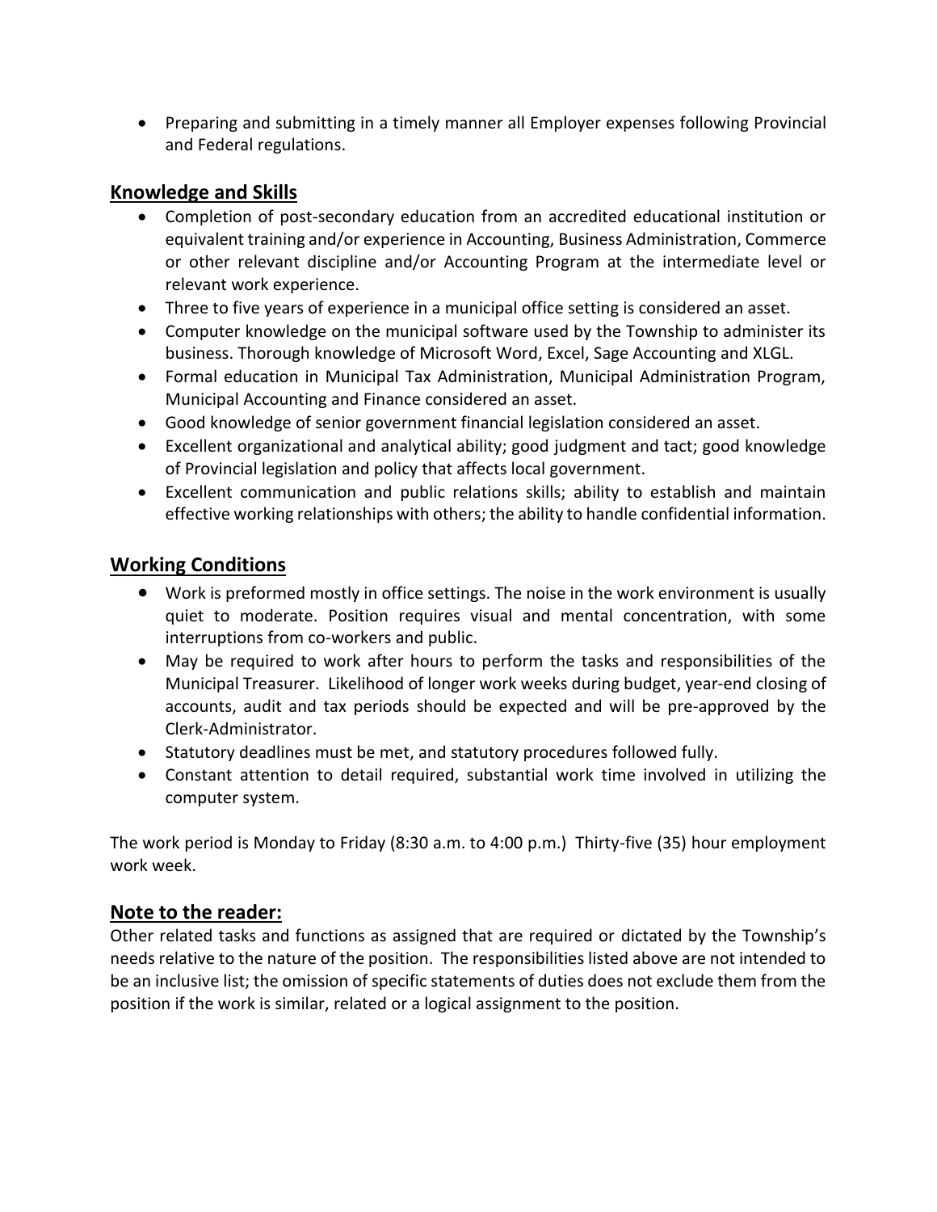- Preparing and submitting in a timely manner all Employer expenses following Provincial and Federal regulations.

## Knowledge and Skills

- Completion of post-secondary education from an accredited educational institution or equivalent training and/or experience in Accounting, Business Administration, Commerce or other relevant discipline and/or Accounting Program at the intermediate level or relevant work experience.
- Three to five years of experience in a municipal office setting is considered an asset.
- Computer knowledge on the municipal software used by the Township to administer its business. Thorough knowledge of Microsoft Word, Excel, Sage Accounting and XLGL.
- Formal education in Municipal Tax Administration, Municipal Administration Program, Municipal Accounting and Finance considered an asset.
- Good knowledge of senior government financial legislation considered an asset.
- Excellent organizational and analytical ability; good judgment and tact; good knowledge of Provincial legislation and policy that affects local government.
- Excellent communication and public relations skills; ability to establish and maintain effective working relationships with others; the ability to handle confidential information.

## Working Conditions

- Work is preformed mostly in office settings. The noise in the work environment is usually quiet to moderate. Position requires visual and mental concentration, with some interruptions from co-workers and public.
- May be required to work after hours to perform the tasks and responsibilities of the Municipal Treasurer. Likelihood of longer work weeks during budget, year-end closing of accounts, audit and tax periods should be expected and will be pre-approved by the Clerk-Administrator.
- Statutory deadlines must be met, and statutory procedures followed fully.
- Constant attention to detail required, substantial work time involved in utilizing the computer system.

The work period is Monday to Friday (8:30 a.m. to 4:00 p.m.) Thirty-five (35) hour employment work week.

## Note to the reader:

Other related tasks and functions as assigned that are required or dictated by the Township's needs relative to the nature of the position. The responsibilities listed above are not intended to be an inclusive list; the omission of specific statements of duties does not exclude them from the position if the work is similar, related or a logical assignment to the position.